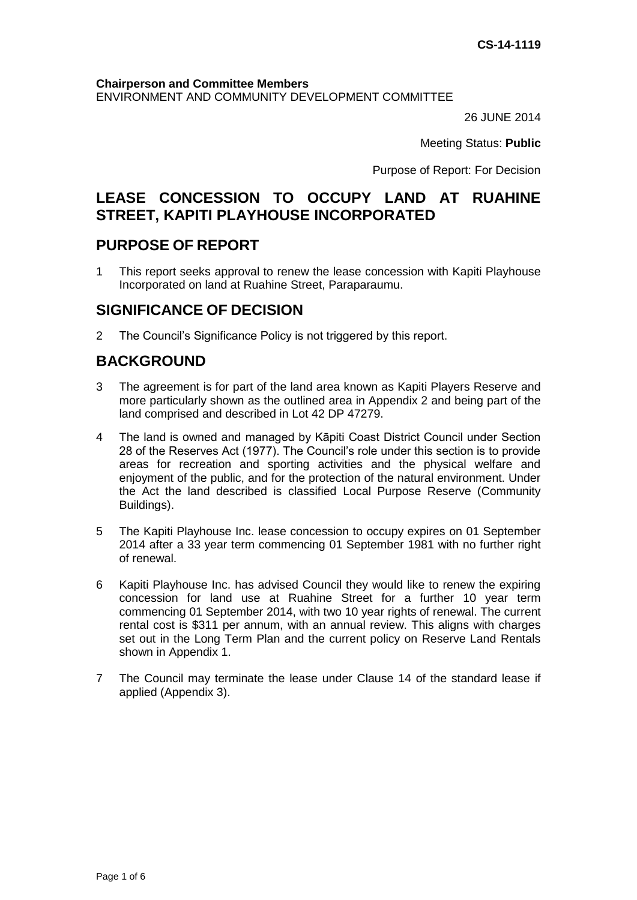**CS-14-1119**

**Chairperson and Committee Members**
ENVIRONMENT AND COMMUNITY DEVELOPMENT COMMITTEE

26 JUNE 2014

Meeting Status: **Public**

Purpose of Report: For Decision

# LEASE CONCESSION TO OCCUPY LAND AT RUAHINE STREET, KAPITI PLAYHOUSE INCORPORATED

## PURPOSE OF REPORT

1 This report seeks approval to renew the lease concession with Kapiti Playhouse Incorporated on land at Ruahine Street, Paraparaumu.

## SIGNIFICANCE OF DECISION

2 The Council's Significance Policy is not triggered by this report.

## BACKGROUND

3 The agreement is for part of the land area known as Kapiti Players Reserve and more particularly shown as the outlined area in Appendix 2 and being part of the land comprised and described in Lot 42 DP 47279.

4 The land is owned and managed by Kāpiti Coast District Council under Section 28 of the Reserves Act (1977). The Council's role under this section is to provide areas for recreation and sporting activities and the physical welfare and enjoyment of the public, and for the protection of the natural environment. Under the Act the land described is classified Local Purpose Reserve (Community Buildings).

5 The Kapiti Playhouse Inc. lease concession to occupy expires on 01 September 2014 after a 33 year term commencing 01 September 1981 with no further right of renewal.

6 Kapiti Playhouse Inc. has advised Council they would like to renew the expiring concession for land use at Ruahine Street for a further 10 year term commencing 01 September 2014, with two 10 year rights of renewal. The current rental cost is $311 per annum, with an annual review. This aligns with charges set out in the Long Term Plan and the current policy on Reserve Land Rentals shown in Appendix 1.

7 The Council may terminate the lease under Clause 14 of the standard lease if applied (Appendix 3).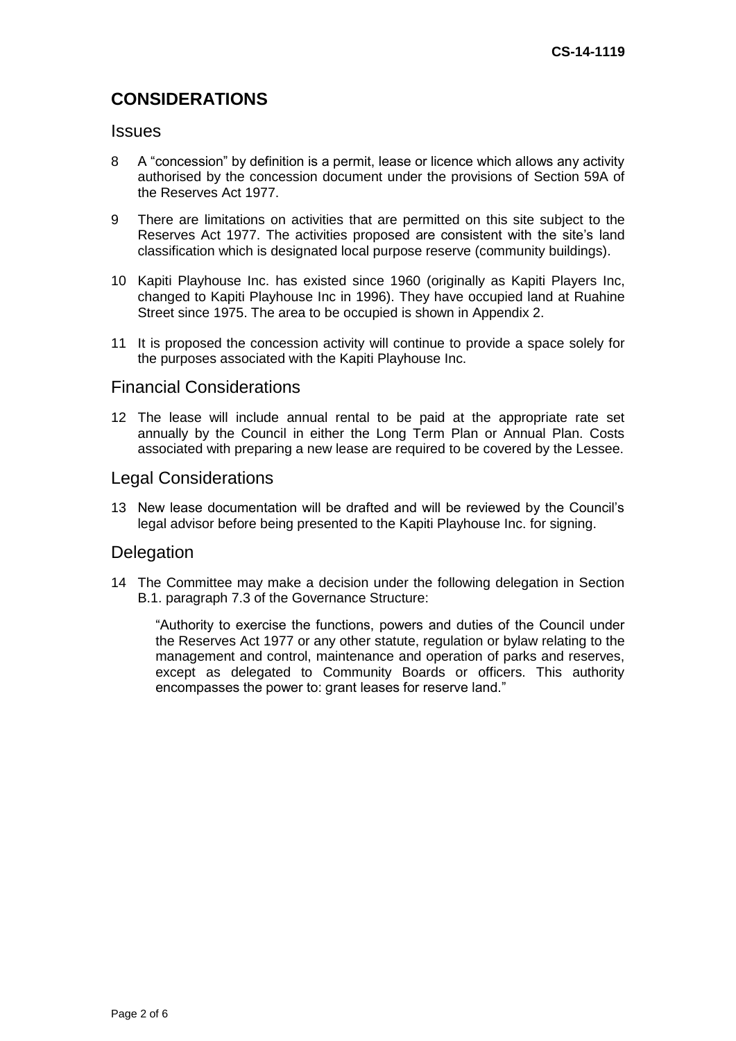# CONSIDERATIONS

## Issues

8 A "concession" by definition is a permit, lease or licence which allows any activity authorised by the concession document under the provisions of Section 59A of the Reserves Act 1977.

9 There are limitations on activities that are permitted on this site subject to the Reserves Act 1977. The activities proposed are consistent with the site's land classification which is designated local purpose reserve (community buildings).

10 Kapiti Playhouse Inc. has existed since 1960 (originally as Kapiti Players Inc, changed to Kapiti Playhouse Inc in 1996). They have occupied land at Ruahine Street since 1975. The area to be occupied is shown in Appendix 2.

11 It is proposed the concession activity will continue to provide a space solely for the purposes associated with the Kapiti Playhouse Inc.

## Financial Considerations

12 The lease will include annual rental to be paid at the appropriate rate set annually by the Council in either the Long Term Plan or Annual Plan. Costs associated with preparing a new lease are required to be covered by the Lessee.

## Legal Considerations

13 New lease documentation will be drafted and will be reviewed by the Council's legal advisor before being presented to the Kapiti Playhouse Inc. for signing.

## Delegation

14 The Committee may make a decision under the following delegation in Section B.1. paragraph 7.3 of the Governance Structure:

> "Authority to exercise the functions, powers and duties of the Council under the Reserves Act 1977 or any other statute, regulation or bylaw relating to the management and control, maintenance and operation of parks and reserves, except as delegated to Community Boards or officers. This authority encompasses the power to: grant leases for reserve land."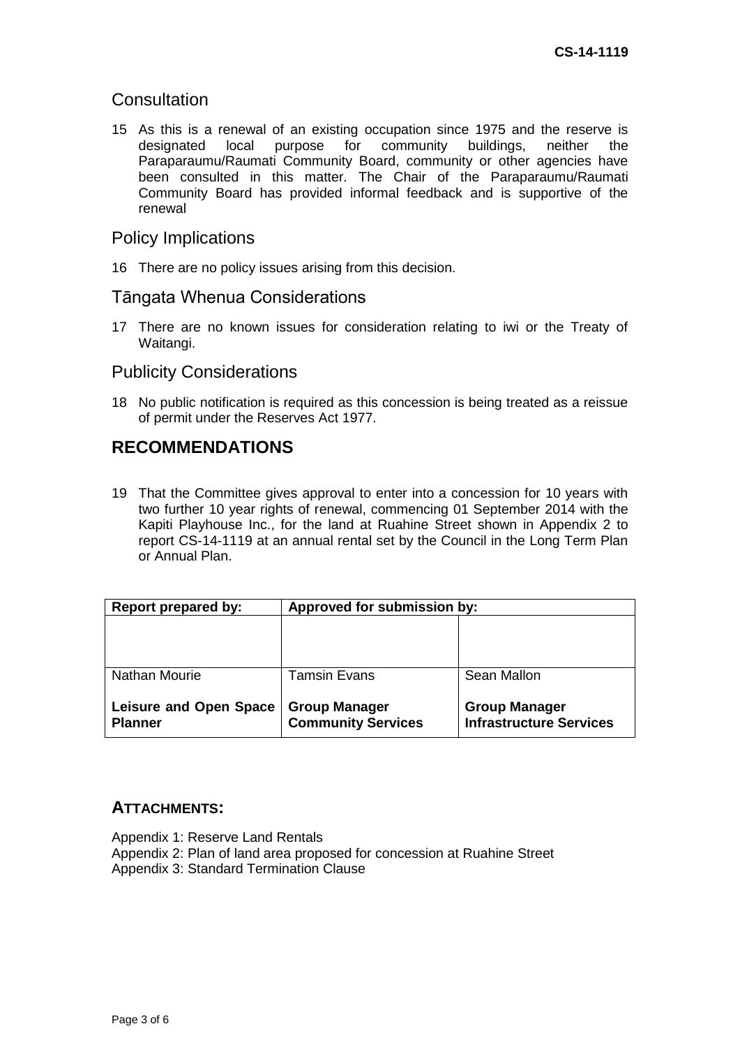## Consultation

15 As this is a renewal of an existing occupation since 1975 and the reserve is designated local purpose for community buildings, neither the Paraparaumu/Raumati Community Board, community or other agencies have been consulted in this matter. The Chair of the Paraparaumu/Raumati Community Board has provided informal feedback and is supportive of the renewal

## Policy Implications

16 There are no policy issues arising from this decision.

## Tāngata Whenua Considerations

17 There are no known issues for consideration relating to iwi or the Treaty of Waitangi.

## Publicity Considerations

18 No public notification is required as this concession is being treated as a reissue of permit under the Reserves Act 1977.

# RECOMMENDATIONS

19 That the Committee gives approval to enter into a concession for 10 years with two further 10 year rights of renewal, commencing 01 September 2014 with the Kapiti Playhouse Inc., for the land at Ruahine Street shown in Appendix 2 to report CS-14-1119 at an annual rental set by the Council in the Long Term Plan or Annual Plan.

| Report prepared by: | Approved for submission by: | |
|---|---|---|
| | | |
| Nathan Mourie | Tamsin Evans | Sean Mallon |
| **Leisure and Open Space Planner** | **Group Manager Community Services** | **Group Manager Infrastructure Services** |

## ATTACHMENTS:

Appendix 1: Reserve Land Rentals
Appendix 2: Plan of land area proposed for concession at Ruahine Street
Appendix 3: Standard Termination Clause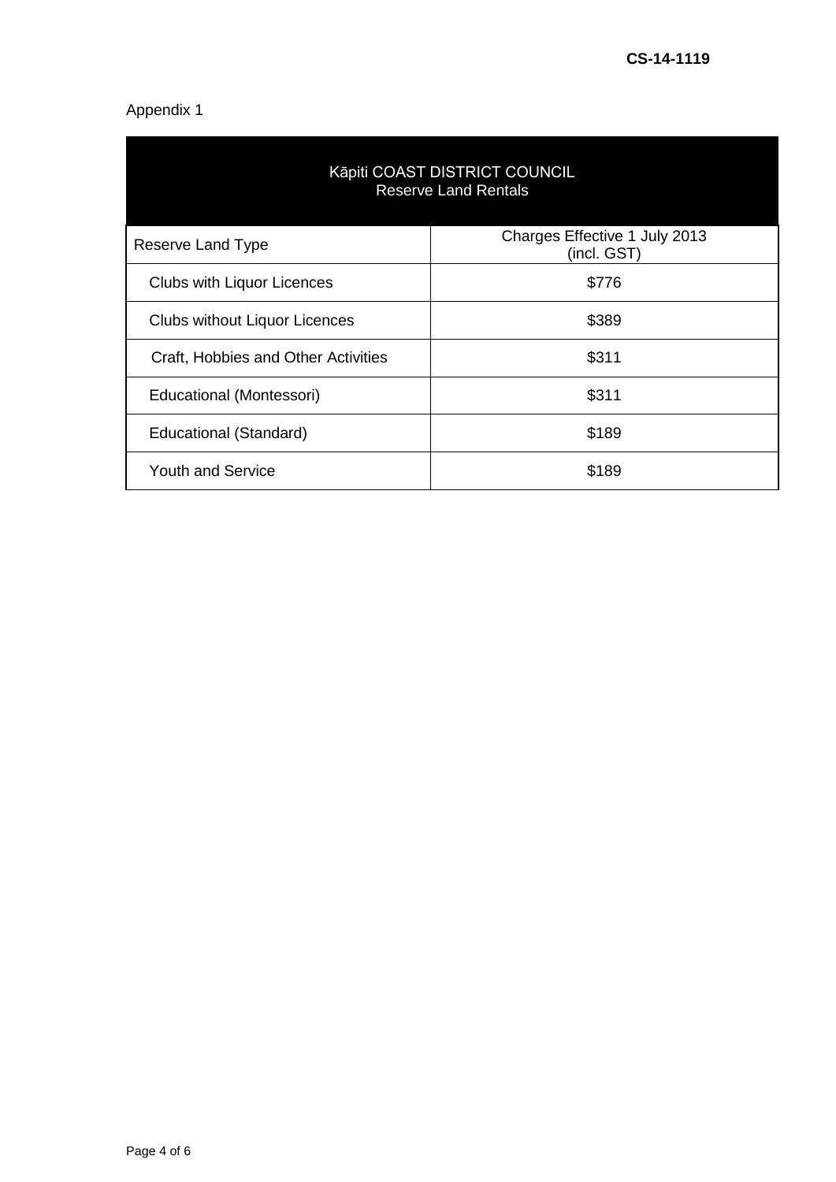Appendix 1

| Kāpiti COAST DISTRICT COUNCIL<br>Reserve Land Rentals | |
|---|---|
| Reserve Land Type | Charges Effective 1 July 2013 (incl. GST) |
| Clubs with Liquor Licences | $776 |
| Clubs without Liquor Licences | $389 |
| Craft, Hobbies and Other Activities | $311 |
| Educational (Montessori) | $311 |
| Educational (Standard) | $189 |
| Youth and Service | $189 |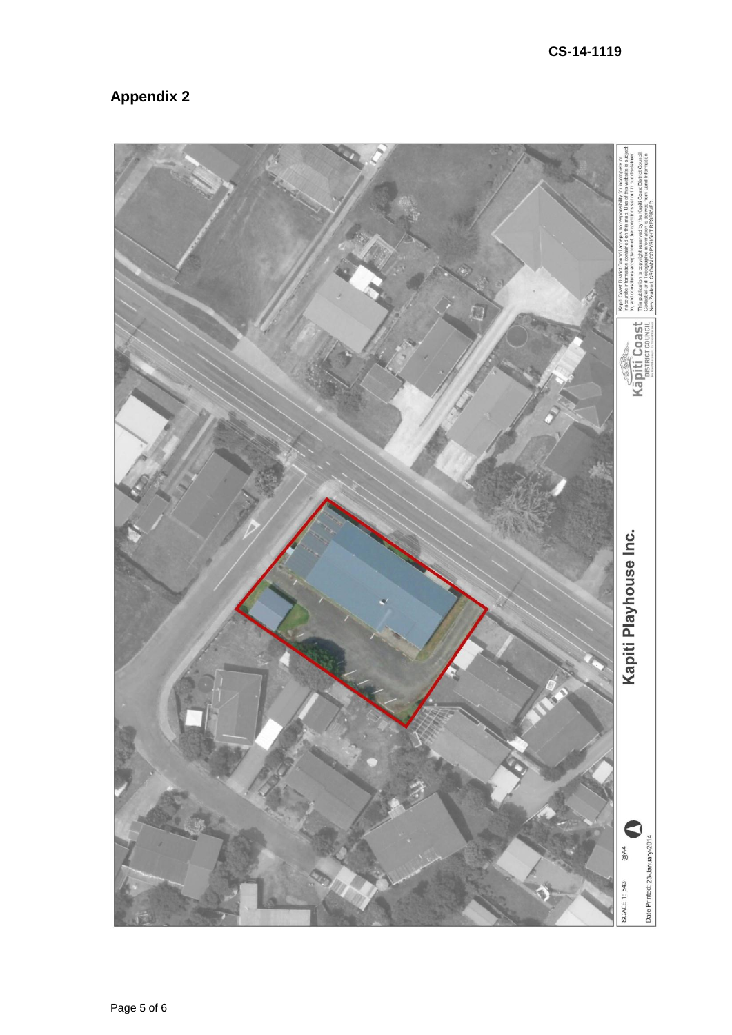CS-14-1119

## Appendix 2

Kapiti Playhouse Inc.

SCALE 1: 543 @A4

Date Printed: 23-January-2014

Kapiti Coast DISTRICT COUNCIL

Kapiti Coast District Council accepts no responsibility for incomplete or inaccurate information contained on this map. Use of this website is subject to, and constitutes acceptance of the conditions set out in our disclaimer. This publication is copyright reserved by the Kapiti Coast District Council. Cadastral and Topographic information is derived from Land Information New Zealand. CROWN COPYRIGHT RESERVED.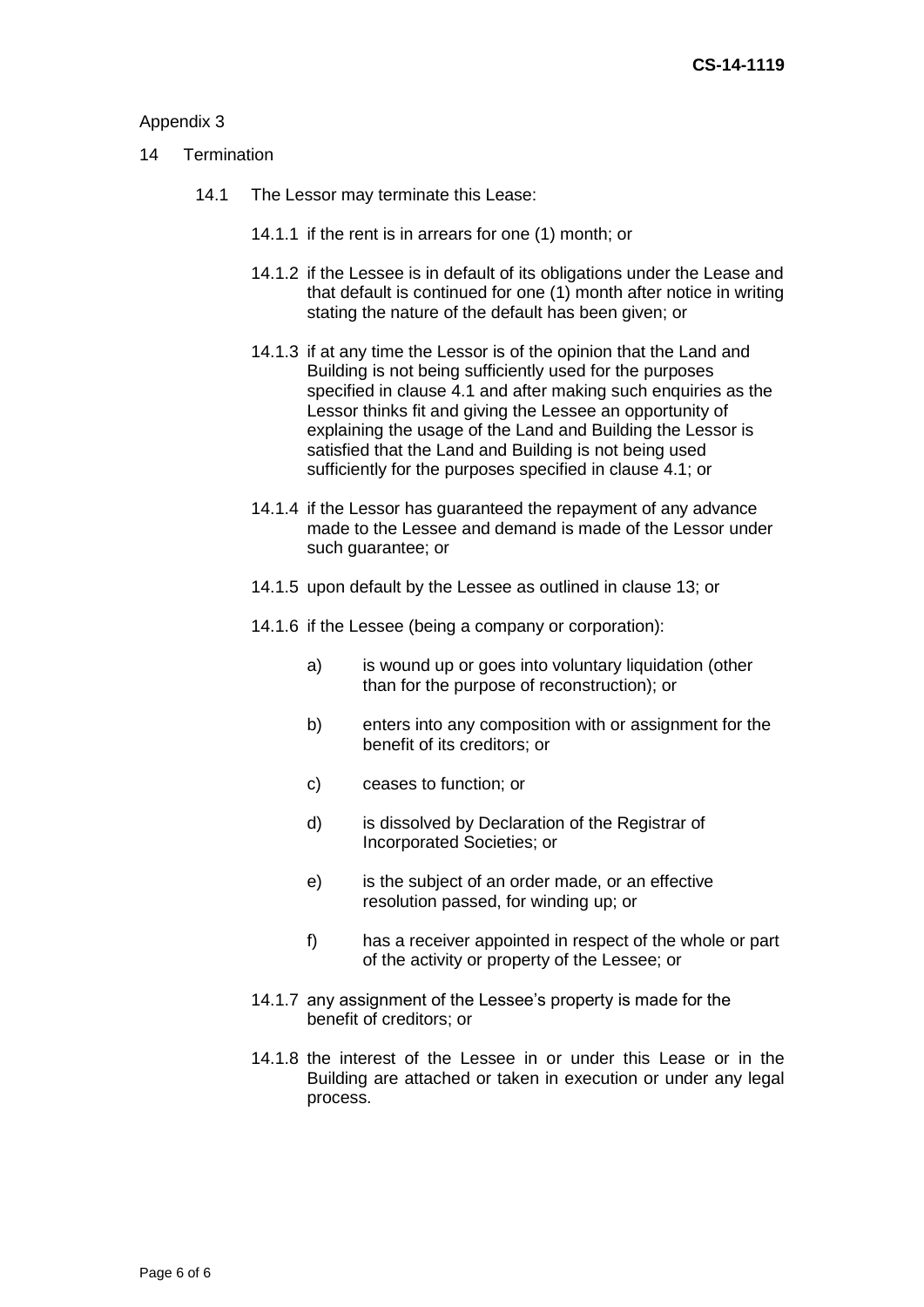Appendix 3

14 Termination

14.1 The Lessor may terminate this Lease:

14.1.1 if the rent is in arrears for one (1) month; or

14.1.2 if the Lessee is in default of its obligations under the Lease and that default is continued for one (1) month after notice in writing stating the nature of the default has been given; or

14.1.3 if at any time the Lessor is of the opinion that the Land and Building is not being sufficiently used for the purposes specified in clause 4.1 and after making such enquiries as the Lessor thinks fit and giving the Lessee an opportunity of explaining the usage of the Land and Building the Lessor is satisfied that the Land and Building is not being used sufficiently for the purposes specified in clause 4.1; or

14.1.4 if the Lessor has guaranteed the repayment of any advance made to the Lessee and demand is made of the Lessor under such guarantee; or

14.1.5 upon default by the Lessee as outlined in clause 13; or

14.1.6 if the Lessee (being a company or corporation):

a) is wound up or goes into voluntary liquidation (other than for the purpose of reconstruction); or

b) enters into any composition with or assignment for the benefit of its creditors; or

c) ceases to function; or

d) is dissolved by Declaration of the Registrar of Incorporated Societies; or

e) is the subject of an order made, or an effective resolution passed, for winding up; or

f) has a receiver appointed in respect of the whole or part of the activity or property of the Lessee; or

14.1.7 any assignment of the Lessee's property is made for the benefit of creditors; or

14.1.8 the interest of the Lessee in or under this Lease or in the Building are attached or taken in execution or under any legal process.